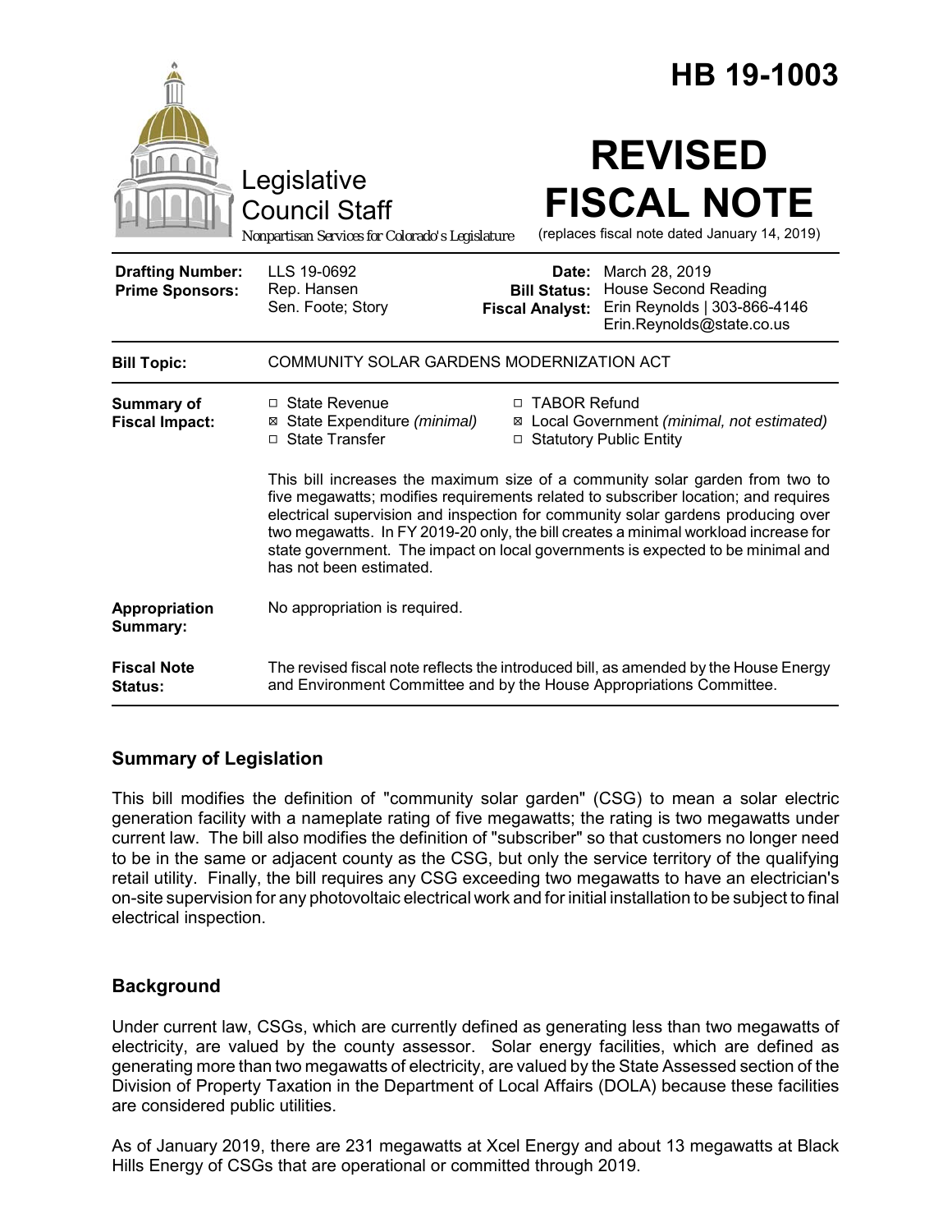# HB 19-1003

Legislative Council Staff

*Nonpartisan Services for Colorado's Legislature*

# REVISED FISCAL NOTE

(replaces fiscal note dated January 14, 2019)

| | | | |
|---|---|---|---|
| **Drafting Number:** | LLS 19-0692 | **Date:** | March 28, 2019 |
| **Prime Sponsors:** | Rep. Hansen<br>Sen. Foote; Story | **Bill Status:** | House Second Reading |
| | | **Fiscal Analyst:** | Erin Reynolds \| 303-866-4146<br>Erin.Reynolds@state.co.us |

| | |
|---|---|
| **Bill Topic:** | COMMUNITY SOLAR GARDENS MODERNIZATION ACT |
| **Summary of Fiscal Impact:** | ☐ State Revenue<br>☒ State Expenditure *(minimal)*<br>☐ State Transfer<br>☐ TABOR Refund<br>☒ Local Government *(minimal, not estimated)*<br>☐ Statutory Public Entity<br><br>This bill increases the maximum size of a community solar garden from two to five megawatts; modifies requirements related to subscriber location; and requires electrical supervision and inspection for community solar gardens producing over two megawatts. In FY 2019-20 only, the bill creates a minimal workload increase for state government. The impact on local governments is expected to be minimal and has not been estimated. |
| **Appropriation Summary:** | No appropriation is required. |
| **Fiscal Note Status:** | The revised fiscal note reflects the introduced bill, as amended by the House Energy and Environment Committee and by the House Appropriations Committee. |

## Summary of Legislation

This bill modifies the definition of "community solar garden" (CSG) to mean a solar electric generation facility with a nameplate rating of five megawatts; the rating is two megawatts under current law. The bill also modifies the definition of "subscriber" so that customers no longer need to be in the same or adjacent county as the CSG, but only the service territory of the qualifying retail utility. Finally, the bill requires any CSG exceeding two megawatts to have an electrician's on-site supervision for any photovoltaic electrical work and for initial installation to be subject to final electrical inspection.

## Background

Under current law, CSGs, which are currently defined as generating less than two megawatts of electricity, are valued by the county assessor. Solar energy facilities, which are defined as generating more than two megawatts of electricity, are valued by the State Assessed section of the Division of Property Taxation in the Department of Local Affairs (DOLA) because these facilities are considered public utilities.

As of January 2019, there are 231 megawatts at Xcel Energy and about 13 megawatts at Black Hills Energy of CSGs that are operational or committed through 2019.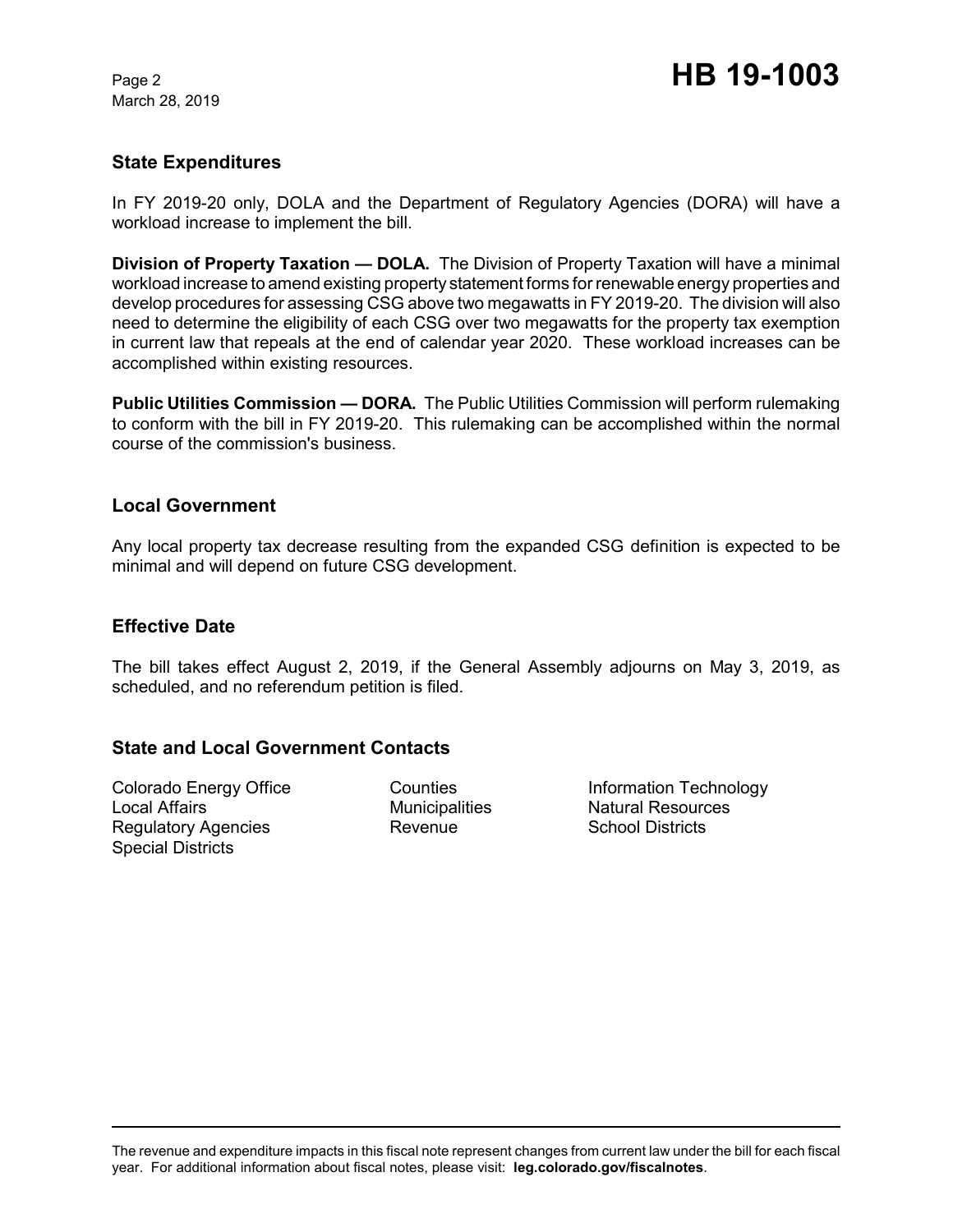## State Expenditures

In FY 2019-20 only, DOLA and the Department of Regulatory Agencies (DORA) will have a workload increase to implement the bill.

**Division of Property Taxation — DOLA.** The Division of Property Taxation will have a minimal workload increase to amend existing property statement forms for renewable energy properties and develop procedures for assessing CSG above two megawatts in FY 2019-20. The division will also need to determine the eligibility of each CSG over two megawatts for the property tax exemption in current law that repeals at the end of calendar year 2020. These workload increases can be accomplished within existing resources.

**Public Utilities Commission — DORA.** The Public Utilities Commission will perform rulemaking to conform with the bill in FY 2019-20. This rulemaking can be accomplished within the normal course of the commission's business.

## Local Government

Any local property tax decrease resulting from the expanded CSG definition is expected to be minimal and will depend on future CSG development.

## Effective Date

The bill takes effect August 2, 2019, if the General Assembly adjourns on May 3, 2019, as scheduled, and no referendum petition is filed.

## State and Local Government Contacts

| | | |
|---|---|---|
| Colorado Energy Office | Counties | Information Technology |
| Local Affairs | Municipalities | Natural Resources |
| Regulatory Agencies | Revenue | School Districts |
| Special Districts | | |

The revenue and expenditure impacts in this fiscal note represent changes from current law under the bill for each fiscal year. For additional information about fiscal notes, please visit: **leg.colorado.gov/fiscalnotes**.